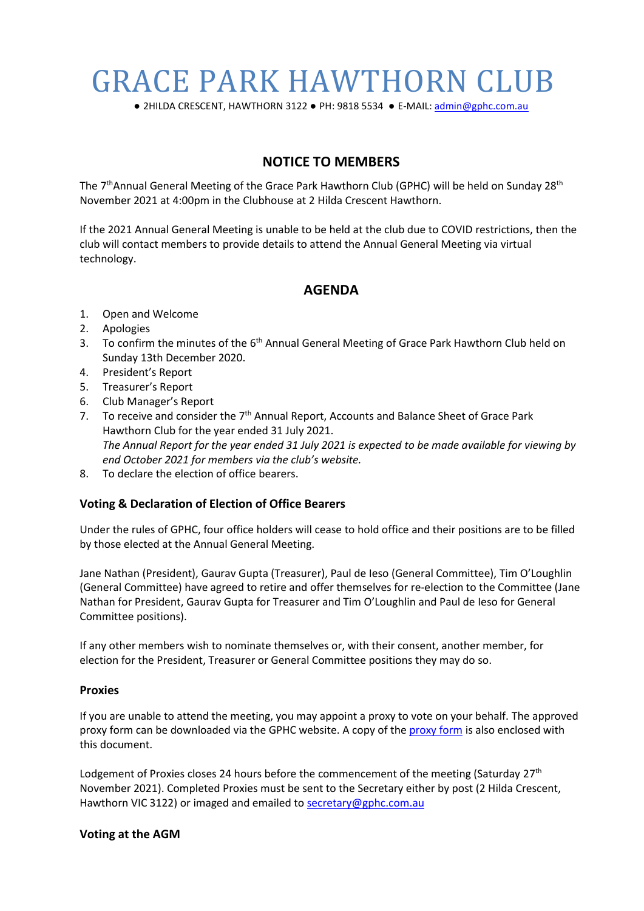# GRACE PARK HAWTHORN CLUB

● 2HILDA CRESCENT, HAWTHORN 3122 ● PH: 9818 5534 ● E-MAIL: admin@gphc.com.au

## NOTICE TO MEMBERS

The 7th Annual General Meeting of the Grace Park Hawthorn Club (GPHC) will be held on Sunday 28th November 2021 at 4:00pm in the Clubhouse at 2 Hilda Crescent Hawthorn.

If the 2021 Annual General Meeting is unable to be held at the club due to COVID restrictions, then the club will contact members to provide details to attend the Annual General Meeting via virtual technology.

## AGENDA

1. Open and Welcome
2. Apologies
3. To confirm the minutes of the 6th Annual General Meeting of Grace Park Hawthorn Club held on Sunday 13th December 2020.
4. President's Report
5. Treasurer's Report
6. Club Manager's Report
7. To receive and consider the 7th Annual Report, Accounts and Balance Sheet of Grace Park Hawthorn Club for the year ended 31 July 2021.
   *The Annual Report for the year ended 31 July 2021 is expected to be made available for viewing by end October 2021 for members via the club's website.*
8. To declare the election of office bearers.

### Voting & Declaration of Election of Office Bearers

Under the rules of GPHC, four office holders will cease to hold office and their positions are to be filled by those elected at the Annual General Meeting.

Jane Nathan (President), Gaurav Gupta (Treasurer), Paul de Ieso (General Committee), Tim O'Loughlin (General Committee) have agreed to retire and offer themselves for re-election to the Committee (Jane Nathan for President, Gaurav Gupta for Treasurer and Tim O'Loughlin and Paul de Ieso for General Committee positions).

If any other members wish to nominate themselves or, with their consent, another member, for election for the President, Treasurer or General Committee positions they may do so.

### Proxies

If you are unable to attend the meeting, you may appoint a proxy to vote on your behalf. The approved proxy form can be downloaded via the GPHC website. A copy of the proxy form is also enclosed with this document.

Lodgement of Proxies closes 24 hours before the commencement of the meeting (Saturday 27th November 2021). Completed Proxies must be sent to the Secretary either by post (2 Hilda Crescent, Hawthorn VIC 3122) or imaged and emailed to secretary@gphc.com.au

### Voting at the AGM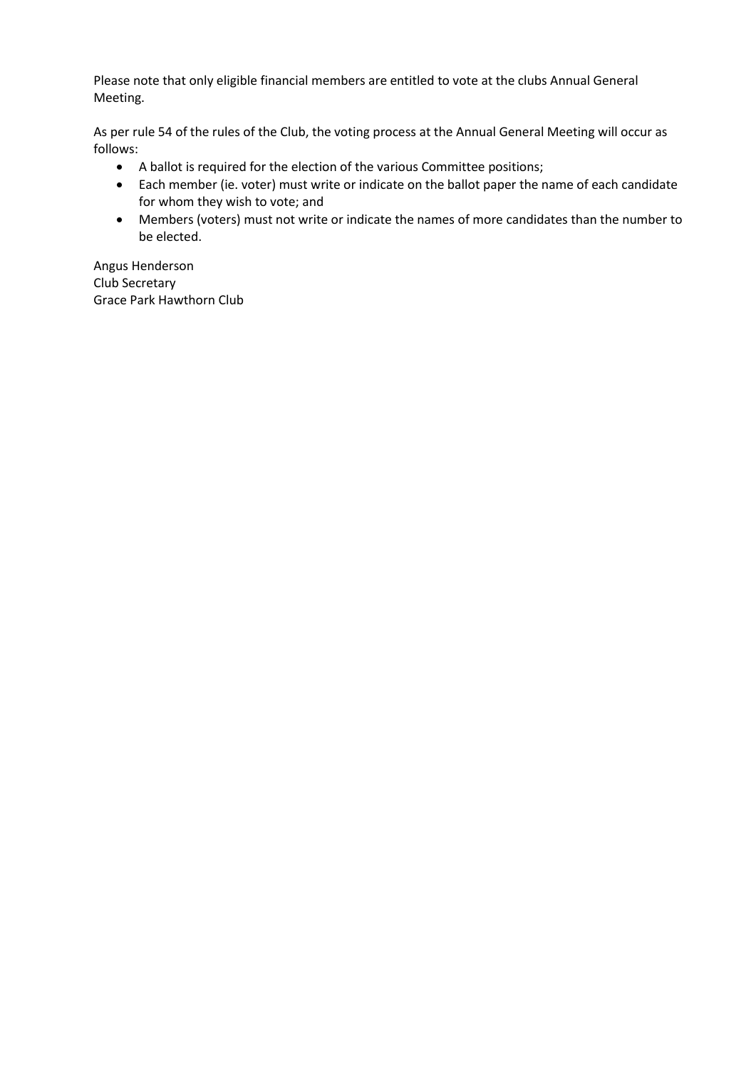Please note that only eligible financial members are entitled to vote at the clubs Annual General Meeting.

As per rule 54 of the rules of the Club, the voting process at the Annual General Meeting will occur as follows:

- A ballot is required for the election of the various Committee positions;
- Each member (ie. voter) must write or indicate on the ballot paper the name of each candidate for whom they wish to vote; and
- Members (voters) must not write or indicate the names of more candidates than the number to be elected.

Angus Henderson
Club Secretary
Grace Park Hawthorn Club